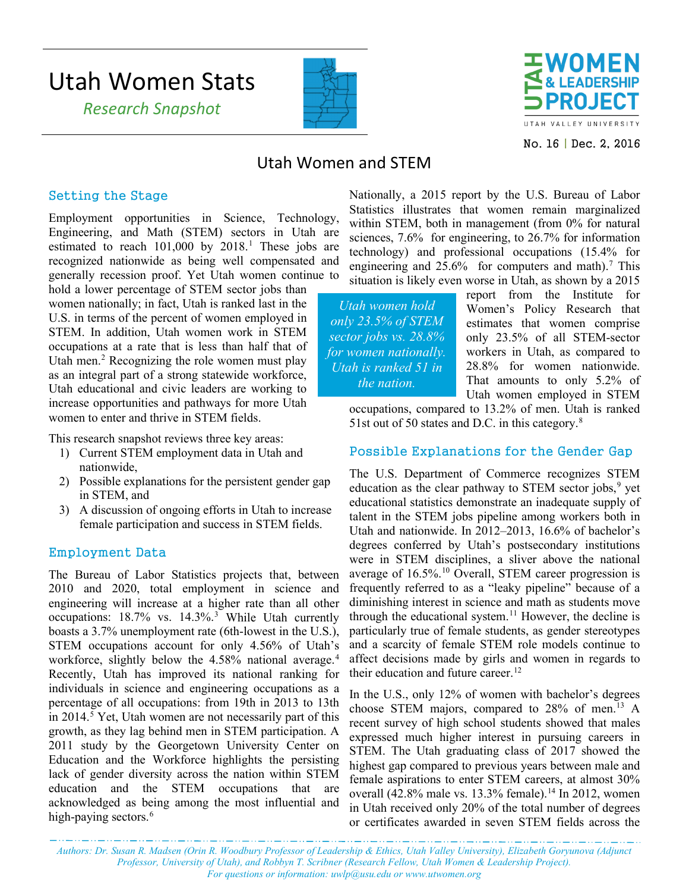# Utah Women Stats

*Research Snapshot*

No. 16 | Dec. 2, 2016

## Utah Women and STEM

### Setting the Stage

Employment opportunities in Science, Technology, Engineering, and Math (STEM) sectors in Utah are estimated to reach 101,000 by 2018.[1] These jobs are recognized nationwide as being well compensated and generally recession proof. Yet Utah women continue to hold a lower percentage of STEM sector jobs than women nationally; in fact, Utah is ranked last in the U.S. in terms of the percent of women employed in STEM. In addition, Utah women work in STEM occupations at a rate that is less than half that of Utah men.[2] Recognizing the role women must play as an integral part of a strong statewide workforce, Utah educational and civic leaders are working to increase opportunities and pathways for more Utah women to enter and thrive in STEM fields.

This research snapshot reviews three key areas:

1) Current STEM employment data in Utah and nationwide,
2) Possible explanations for the persistent gender gap in STEM, and
3) A discussion of ongoing efforts in Utah to increase female participation and success in STEM fields.

### Employment Data

The Bureau of Labor Statistics projects that, between 2010 and 2020, total employment in science and engineering will increase at a higher rate than all other occupations: 18.7% vs. 14.3%.[3] While Utah currently boasts a 3.7% unemployment rate (6th-lowest in the U.S.), STEM occupations account for only 4.56% of Utah's workforce, slightly below the 4.58% national average.[4] Recently, Utah has improved its national ranking for individuals in science and engineering occupations as a percentage of all occupations: from 19th in 2013 to 13th in 2014.[5] Yet, Utah women are not necessarily part of this growth, as they lag behind men in STEM participation. A 2011 study by the Georgetown University Center on Education and the Workforce highlights the persisting lack of gender diversity across the nation within STEM education and the STEM occupations that are acknowledged as being among the most influential and high-paying sectors.[6]

Nationally, a 2015 report by the U.S. Bureau of Labor Statistics illustrates that women remain marginalized within STEM, both in management (from 0% for natural sciences, 7.6% for engineering, to 26.7% for information technology) and professional occupations (15.4% for engineering and 25.6% for computers and math).[7] This situation is likely even worse in Utah, as shown by a 2015 report from the Institute for Women's Policy Research that estimates that women comprise only 23.5% of all STEM-sector workers in Utah, as compared to 28.8% for women nationwide. That amounts to only 5.2% of Utah women employed in STEM occupations, compared to 13.2% of men. Utah is ranked 51st out of 50 states and D.C. in this category.[8]

> *Utah women hold only 23.5% of STEM sector jobs vs. 28.8% for women nationally. Utah is ranked 51 in the nation.*

### Possible Explanations for the Gender Gap

The U.S. Department of Commerce recognizes STEM education as the clear pathway to STEM sector jobs,[9] yet educational statistics demonstrate an inadequate supply of talent in the STEM jobs pipeline among workers both in Utah and nationwide. In 2012–2013, 16.6% of bachelor's degrees conferred by Utah's postsecondary institutions were in STEM disciplines, a sliver above the national average of 16.5%.[10] Overall, STEM career progression is frequently referred to as a "leaky pipeline" because of a diminishing interest in science and math as students move through the educational system.[11] However, the decline is particularly true of female students, as gender stereotypes and a scarcity of female STEM role models continue to affect decisions made by girls and women in regards to their education and future career.[12]

In the U.S., only 12% of women with bachelor's degrees choose STEM majors, compared to 28% of men.[13] A recent survey of high school students showed that males expressed much higher interest in pursuing careers in STEM. The Utah graduating class of 2017 showed the highest gap compared to previous years between male and female aspirations to enter STEM careers, at almost 30% overall (42.8% male vs. 13.3% female).[14] In 2012, women in Utah received only 20% of the total number of degrees or certificates awarded in seven STEM fields across the

*Authors: Dr. Susan R. Madsen (Orin R. Woodbury Professor of Leadership & Ethics, Utah Valley University), Elizabeth Goryunova (Adjunct Professor, University of Utah), and Robbyn T. Scribner (Research Fellow, Utah Women & Leadership Project). For questions or information: uwlp@usu.edu or www.utwomen.org*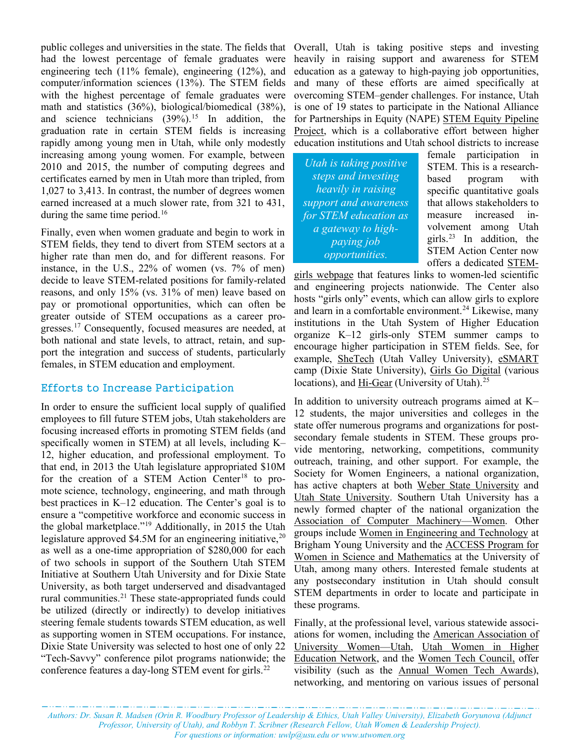public colleges and universities in the state. The fields that had the lowest percentage of female graduates were engineering tech (11% female), engineering (12%), and computer/information sciences (13%). The STEM fields with the highest percentage of female graduates were math and statistics (36%), biological/biomedical (38%), and science technicians (39%).[15] In addition, the graduation rate in certain STEM fields is increasing rapidly among young men in Utah, while only modestly increasing among young women. For example, between 2010 and 2015, the number of computing degrees and certificates earned by men in Utah more than tripled, from 1,027 to 3,413. In contrast, the number of degrees women earned increased at a much slower rate, from 321 to 431, during the same time period.[16]

Finally, even when women graduate and begin to work in STEM fields, they tend to divert from STEM sectors at a higher rate than men do, and for different reasons. For instance, in the U.S., 22% of women (vs. 7% of men) decide to leave STEM-related positions for family-related reasons, and only 15% (vs. 31% of men) leave based on pay or promotional opportunities, which can often be greater outside of STEM occupations as a career progresses.[17] Consequently, focused measures are needed, at both national and state levels, to attract, retain, and support the integration and success of students, particularly females, in STEM education and employment.

## Efforts to Increase Participation

In order to ensure the sufficient local supply of qualified employees to fill future STEM jobs, Utah stakeholders are focusing increased efforts in promoting STEM fields (and specifically women in STEM) at all levels, including K–12, higher education, and professional employment. To that end, in 2013 the Utah legislature appropriated $10M for the creation of a STEM Action Center[18] to promote science, technology, engineering, and math through best practices in K–12 education. The Center's goal is to ensure a "competitive workforce and economic success in the global marketplace."[19] Additionally, in 2015 the Utah legislature approved $4.5M for an engineering initiative,[20] as well as a one-time appropriation of $280,000 for each of two schools in support of the Southern Utah STEM Initiative at Southern Utah University and for Dixie State University, as both target underserved and disadvantaged rural communities.[21] These state-appropriated funds could be utilized (directly or indirectly) to develop initiatives steering female students towards STEM education, as well as supporting women in STEM occupations. For instance, Dixie State University was selected to host one of only 22 "Tech-Savvy" conference pilot programs nationwide; the conference features a day-long STEM event for girls.[22]

Overall, Utah is taking positive steps and investing heavily in raising support and awareness for STEM education as a gateway to high-paying job opportunities, and many of these efforts are aimed specifically at overcoming STEM–gender challenges. For instance, Utah is one of 19 states to participate in the National Alliance for Partnerships in Equity (NAPE) STEM Equity Pipeline Project, which is a collaborative effort between higher education institutions and Utah school districts to increase female participation in STEM. This is a research-based program with specific quantitative goals that allows stakeholders to measure increased involvement among Utah girls.[23] In addition, the STEM Action Center now offers a dedicated STEM-girls webpage that features links to women-led scientific and engineering projects nationwide. The Center also hosts "girls only" events, which can allow girls to explore and learn in a comfortable environment.[24] Likewise, many institutions in the Utah System of Higher Education organize K–12 girls-only STEM summer camps to encourage higher participation in STEM fields. See, for example, SheTech (Utah Valley University), eSMART camp (Dixie State University), Girls Go Digital (various locations), and Hi-Gear (University of Utah).[25]

*Utah is taking positive steps and investing heavily in raising support and awareness for STEM education as a gateway to high-paying job opportunities.*

In addition to university outreach programs aimed at K–12 students, the major universities and colleges in the state offer numerous programs and organizations for post-secondary female students in STEM. These groups provide mentoring, networking, competitions, community outreach, training, and other support. For example, the Society for Women Engineers, a national organization, has active chapters at both Weber State University and Utah State University. Southern Utah University has a newly formed chapter of the national organization the Association of Computer Machinery—Women. Other groups include Women in Engineering and Technology at Brigham Young University and the ACCESS Program for Women in Science and Mathematics at the University of Utah, among many others. Interested female students at any postsecondary institution in Utah should consult STEM departments in order to locate and participate in these programs.

Finally, at the professional level, various statewide associations for women, including the American Association of University Women—Utah, Utah Women in Higher Education Network, and the Women Tech Council, offer visibility (such as the Annual Women Tech Awards), networking, and mentoring on various issues of personal

*Authors: Dr. Susan R. Madsen (Orin R. Woodbury Professor of Leadership & Ethics, Utah Valley University), Elizabeth Goryunova (Adjunct Professor, University of Utah), and Robbyn T. Scribner (Research Fellow, Utah Women & Leadership Project).*
*For questions or information: uwlp@usu.edu or www.utwomen.org*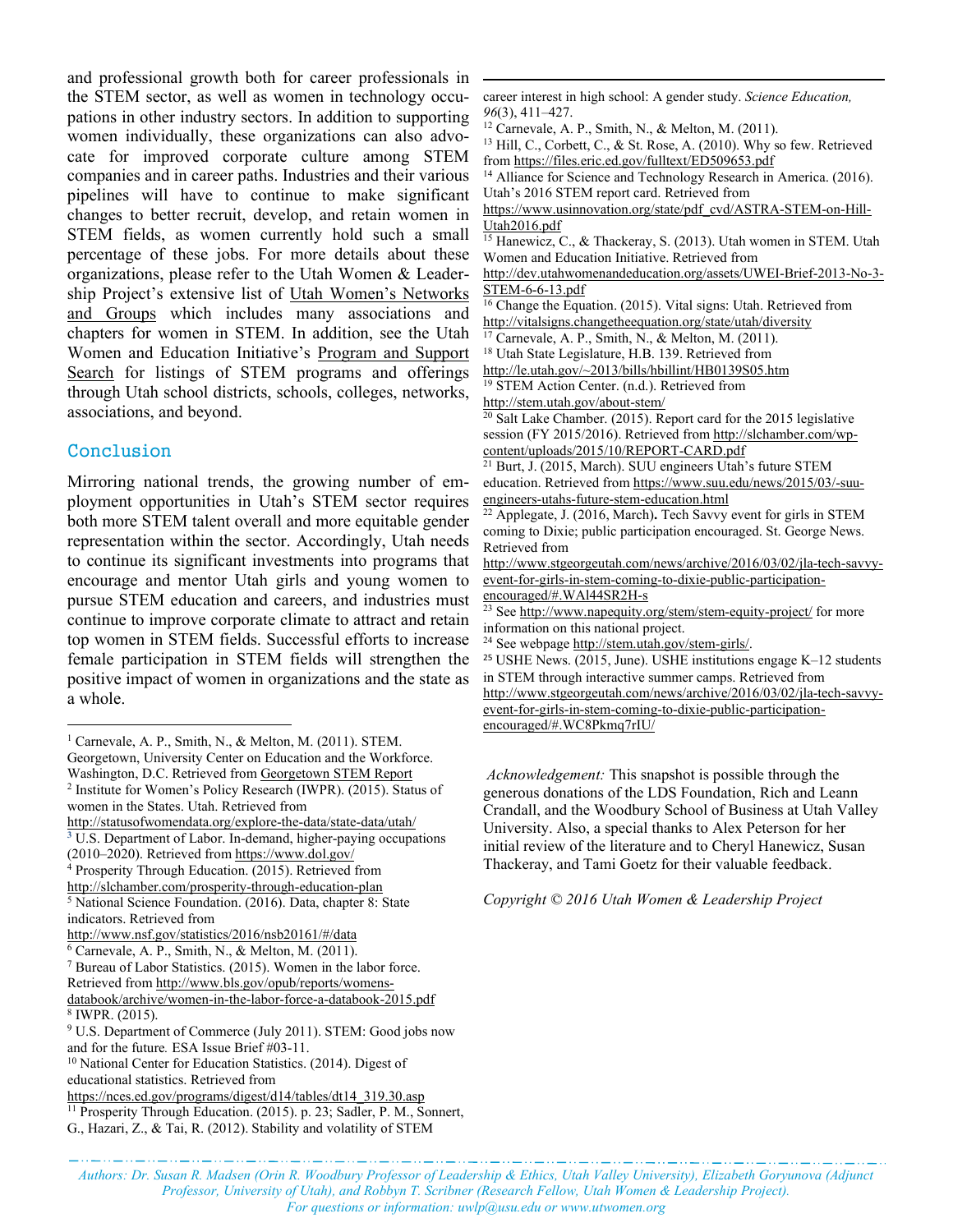and professional growth both for career professionals in the STEM sector, as well as women in technology occupations in other industry sectors. In addition to supporting women individually, these organizations can also advocate for improved corporate culture among STEM companies and in career paths. Industries and their various pipelines will have to continue to make significant changes to better recruit, develop, and retain women in STEM fields, as women currently hold such a small percentage of these jobs. For more details about these organizations, please refer to the Utah Women & Leadership Project's extensive list of Utah Women's Networks and Groups which includes many associations and chapters for women in STEM. In addition, see the Utah Women and Education Initiative's Program and Support Search for listings of STEM programs and offerings through Utah school districts, schools, colleges, networks, associations, and beyond.

## Conclusion

Mirroring national trends, the growing number of employment opportunities in Utah's STEM sector requires both more STEM talent overall and more equitable gender representation within the sector. Accordingly, Utah needs to continue its significant investments into programs that encourage and mentor Utah girls and young women to pursue STEM education and careers, and industries must continue to improve corporate climate to attract and retain top women in STEM fields. Successful efforts to increase female participation in STEM fields will strengthen the positive impact of women in organizations and the state as a whole.

---

[1] Carnevale, A. P., Smith, N., & Melton, M. (2011). STEM. Georgetown, University Center on Education and the Workforce. Washington, D.C. Retrieved from Georgetown STEM Report
[2] Institute for Women's Policy Research (IWPR). (2015). Status of women in the States. Utah. Retrieved from http://statusofwomendata.org/explore-the-data/state-data/utah/
[3] U.S. Department of Labor. In-demand, higher-paying occupations (2010–2020). Retrieved from https://www.dol.gov/
[4] Prosperity Through Education. (2015). Retrieved from http://slchamber.com/prosperity-through-education-plan
[5] National Science Foundation. (2016). Data, chapter 8: State indicators. Retrieved from http://www.nsf.gov/statistics/2016/nsb20161/#/data
[6] Carnevale, A. P., Smith, N., & Melton, M. (2011).
[7] Bureau of Labor Statistics. (2015). Women in the labor force. Retrieved from http://www.bls.gov/opub/reports/womens-databook/archive/women-in-the-labor-force-a-databook-2015.pdf
[8] IWPR. (2015).
[9] U.S. Department of Commerce (July 2011). STEM: Good jobs now and for the future*.* ESA Issue Brief #03-11.
[10] National Center for Education Statistics. (2014). Digest of educational statistics. Retrieved from https://nces.ed.gov/programs/digest/d14/tables/dt14_319.30.asp
[11] Prosperity Through Education. (2015). p. 23; Sadler, P. M., Sonnert, G., Hazari, Z., & Tai, R. (2012). Stability and volatility of STEM career interest in high school: A gender study. *Science Education, 96*(3), 411–427.
[12] Carnevale, A. P., Smith, N., & Melton, M. (2011).
[13] Hill, C., Corbett, C., & St. Rose, A. (2010). Why so few. Retrieved from https://files.eric.ed.gov/fulltext/ED509653.pdf
[14] Alliance for Science and Technology Research in America. (2016). Utah's 2016 STEM report card. Retrieved from https://www.usinnovation.org/state/pdf_cvd/ASTRA-STEM-on-Hill-Utah2016.pdf
[15] Hanewicz, C., & Thackeray, S. (2013). Utah women in STEM. Utah Women and Education Initiative. Retrieved from http://dev.utahwomenandeducation.org/assets/UWEI-Brief-2013-No-3-STEM-6-6-13.pdf
[16] Change the Equation. (2015). Vital signs: Utah. Retrieved from http://vitalsigns.changetheequation.org/state/utah/diversity
[17] Carnevale, A. P., Smith, N., & Melton, M. (2011).
[18] Utah State Legislature, H.B. 139. Retrieved from http://le.utah.gov/~2013/bills/hbillint/HB0139S05.htm
[19] STEM Action Center. (n.d.). Retrieved from http://stem.utah.gov/about-stem/
[20] Salt Lake Chamber. (2015). Report card for the 2015 legislative session (FY 2015/2016). Retrieved from http://slchamber.com/wp-content/uploads/2015/10/REPORT-CARD.pdf
[21] Burt, J. (2015, March). SUU engineers Utah's future STEM education. Retrieved from https://www.suu.edu/news/2015/03/-suu-engineers-utahs-future-stem-education.html
[22] Applegate, J. (2016, March)**.** Tech Savvy event for girls in STEM coming to Dixie; public participation encouraged. St. George News. Retrieved from http://www.stgeorgeutah.com/news/archive/2016/03/02/jla-tech-savvy-event-for-girls-in-stem-coming-to-dixie-public-participation-encouraged/#.WAl44SR2H-s
[23] See http://www.napequity.org/stem/stem-equity-project/ for more information on this national project.
[24] See webpage http://stem.utah.gov/stem-girls/.
[25] USHE News. (2015, June). USHE institutions engage K–12 students in STEM through interactive summer camps. Retrieved from http://www.stgeorgeutah.com/news/archive/2016/03/02/jla-tech-savvy-event-for-girls-in-stem-coming-to-dixie-public-participation-encouraged/#.WC8Pkmq7rIU/

*Acknowledgement:* This snapshot is possible through the generous donations of the LDS Foundation, Rich and Leann Crandall, and the Woodbury School of Business at Utah Valley University. Also, a special thanks to Alex Peterson for her initial review of the literature and to Cheryl Hanewicz, Susan Thackeray, and Tami Goetz for their valuable feedback.

*Copyright © 2016 Utah Women & Leadership Project*

*Authors: Dr. Susan R. Madsen (Orin R. Woodbury Professor of Leadership & Ethics, Utah Valley University), Elizabeth Goryunova (Adjunct Professor, University of Utah), and Robbyn T. Scribner (Research Fellow, Utah Women & Leadership Project). For questions or information: uwlp@usu.edu or www.utwomen.org*